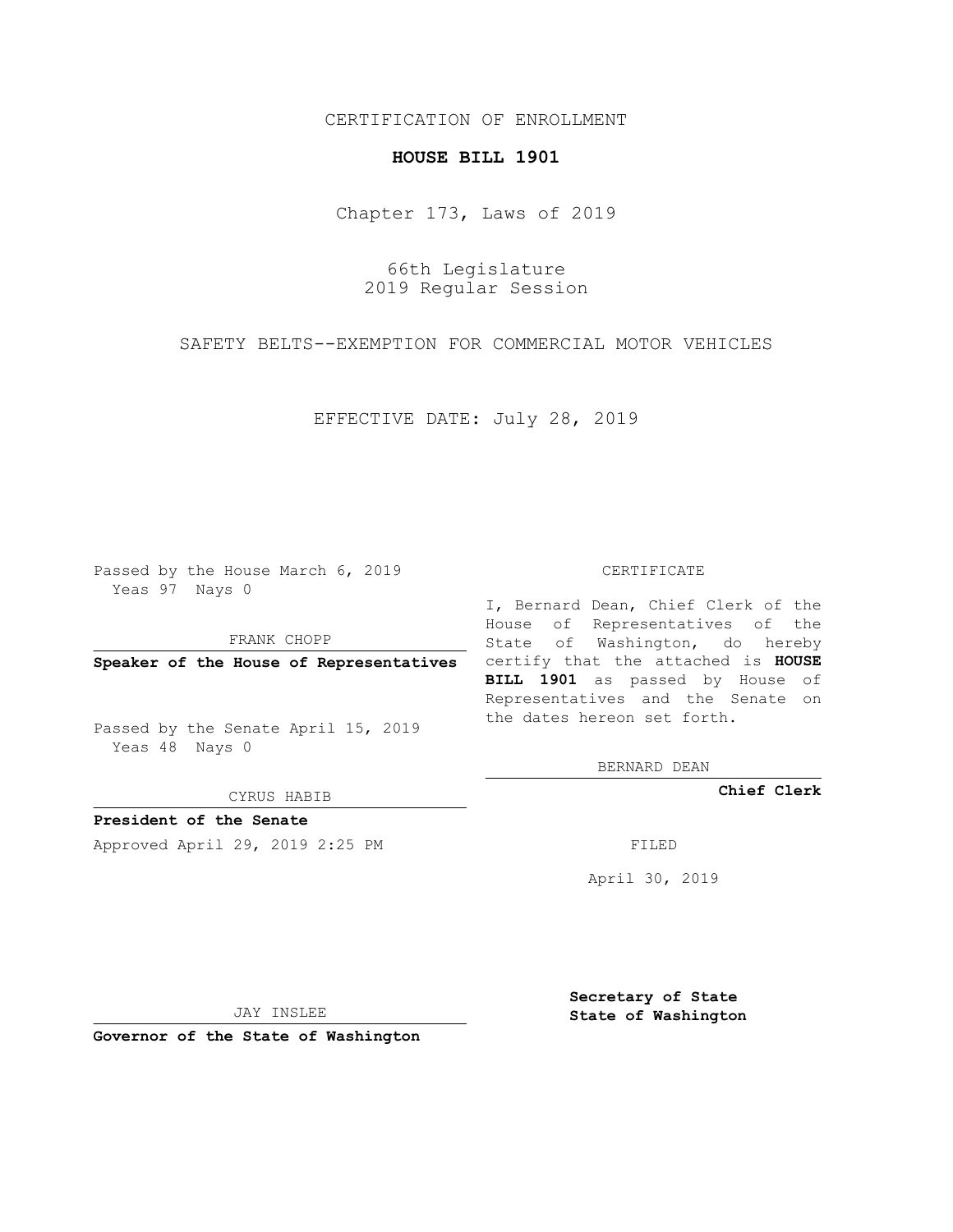CERTIFICATION OF ENROLLMENT

**HOUSE BILL 1901**

Chapter 173, Laws of 2019

66th Legislature
2019 Regular Session

SAFETY BELTS--EXEMPTION FOR COMMERCIAL MOTOR VEHICLES

EFFECTIVE DATE: July 28, 2019

Passed by the House March 6, 2019
Yeas 97 Nays 0

FRANK CHOPP

**Speaker of the House of Representatives**

Passed by the Senate April 15, 2019
Yeas 48 Nays 0

CYRUS HABIB

**President of the Senate**

Approved April 29, 2019 2:25 PM

JAY INSLEE

**Governor of the State of Washington**

CERTIFICATE

I, Bernard Dean, Chief Clerk of the House of Representatives of the State of Washington, do hereby certify that the attached is **HOUSE BILL 1901** as passed by House of Representatives and the Senate on the dates hereon set forth.

BERNARD DEAN

**Chief Clerk**

FILED

April 30, 2019

**Secretary of State**
**State of Washington**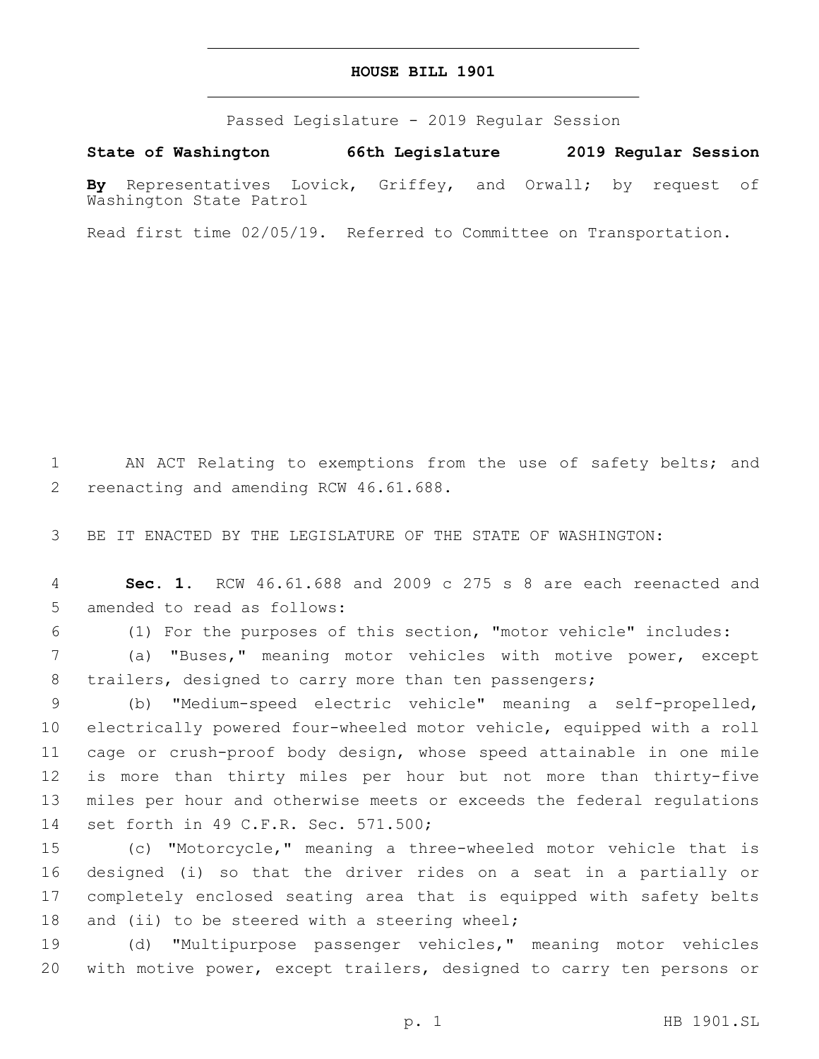# HOUSE BILL 1901

Passed Legislature - 2019 Regular Session

**State of Washington 66th Legislature 2019 Regular Session**

**By** Representatives Lovick, Griffey, and Orwall; by request of Washington State Patrol

Read first time 02/05/19. Referred to Committee on Transportation.

AN ACT Relating to exemptions from the use of safety belts; and reenacting and amending RCW 46.61.688.

BE IT ENACTED BY THE LEGISLATURE OF THE STATE OF WASHINGTON:

**Sec. 1.** RCW 46.61.688 and 2009 c 275 s 8 are each reenacted and amended to read as follows:

(1) For the purposes of this section, "motor vehicle" includes:

(a) "Buses," meaning motor vehicles with motive power, except trailers, designed to carry more than ten passengers;

(b) "Medium-speed electric vehicle" meaning a self-propelled, electrically powered four-wheeled motor vehicle, equipped with a roll cage or crush-proof body design, whose speed attainable in one mile is more than thirty miles per hour but not more than thirty-five miles per hour and otherwise meets or exceeds the federal regulations set forth in 49 C.F.R. Sec. 571.500;

(c) "Motorcycle," meaning a three-wheeled motor vehicle that is designed (i) so that the driver rides on a seat in a partially or completely enclosed seating area that is equipped with safety belts and (ii) to be steered with a steering wheel;

(d) "Multipurpose passenger vehicles," meaning motor vehicles with motive power, except trailers, designed to carry ten persons or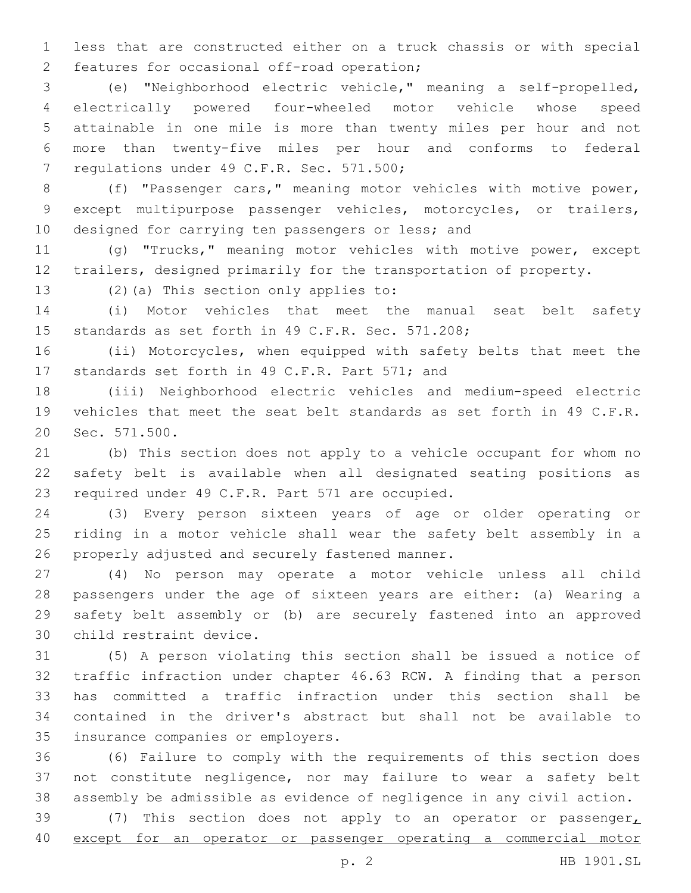less that are constructed either on a truck chassis or with special features for occasional off-road operation;

(e) "Neighborhood electric vehicle," meaning a self-propelled, electrically powered four-wheeled motor vehicle whose speed attainable in one mile is more than twenty miles per hour and not more than twenty-five miles per hour and conforms to federal regulations under 49 C.F.R. Sec. 571.500;

(f) "Passenger cars," meaning motor vehicles with motive power, except multipurpose passenger vehicles, motorcycles, or trailers, designed for carrying ten passengers or less; and

(g) "Trucks," meaning motor vehicles with motive power, except trailers, designed primarily for the transportation of property.

(2)(a) This section only applies to:

(i) Motor vehicles that meet the manual seat belt safety standards as set forth in 49 C.F.R. Sec. 571.208;

(ii) Motorcycles, when equipped with safety belts that meet the standards set forth in 49 C.F.R. Part 571; and

(iii) Neighborhood electric vehicles and medium-speed electric vehicles that meet the seat belt standards as set forth in 49 C.F.R. Sec. 571.500.

(b) This section does not apply to a vehicle occupant for whom no safety belt is available when all designated seating positions as required under 49 C.F.R. Part 571 are occupied.

(3) Every person sixteen years of age or older operating or riding in a motor vehicle shall wear the safety belt assembly in a properly adjusted and securely fastened manner.

(4) No person may operate a motor vehicle unless all child passengers under the age of sixteen years are either: (a) Wearing a safety belt assembly or (b) are securely fastened into an approved child restraint device.

(5) A person violating this section shall be issued a notice of traffic infraction under chapter 46.63 RCW. A finding that a person has committed a traffic infraction under this section shall be contained in the driver's abstract but shall not be available to insurance companies or employers.

(6) Failure to comply with the requirements of this section does not constitute negligence, nor may failure to wear a safety belt assembly be admissible as evidence of negligence in any civil action.

(7) This section does not apply to an operator or passenger<u>, except for an operator or passenger operating a commercial motor</u>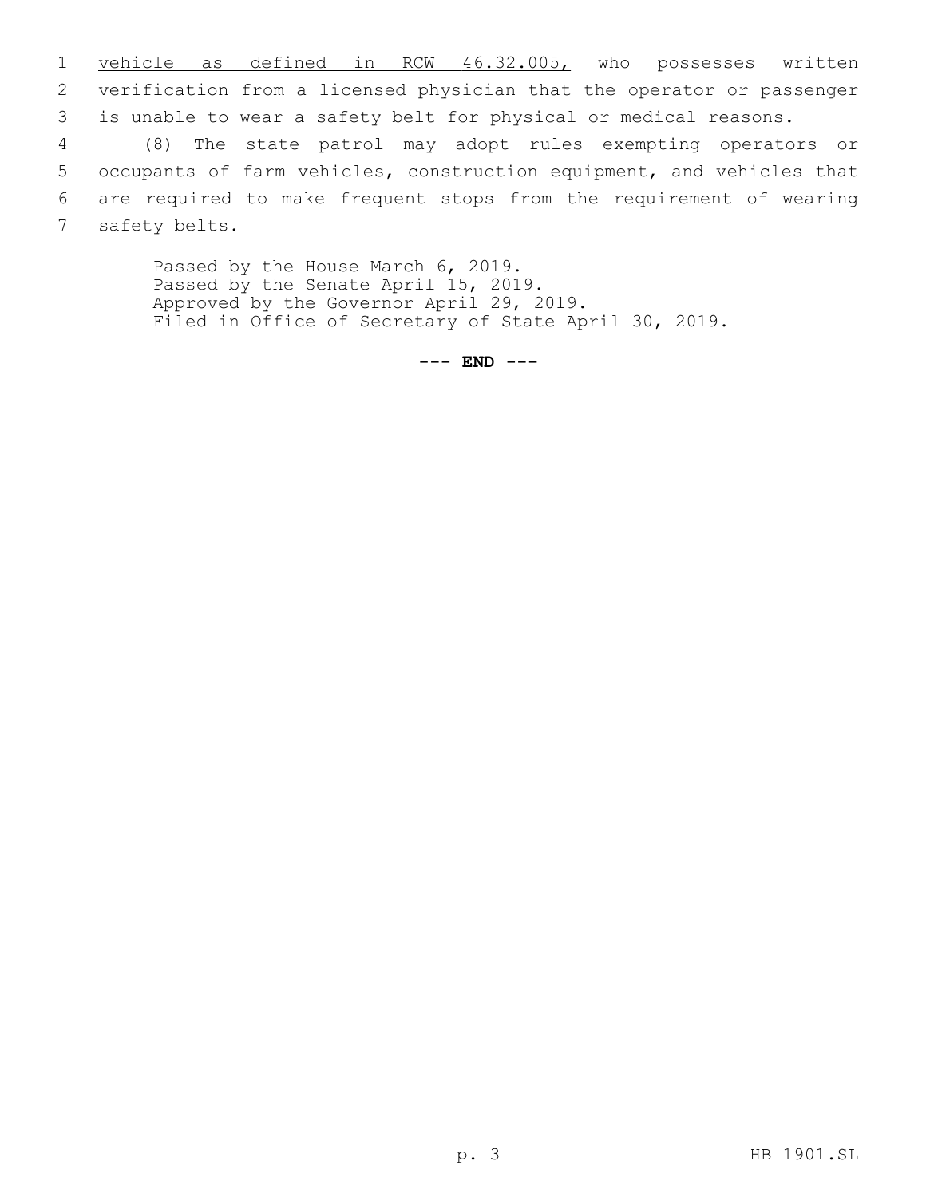vehicle as defined in RCW 46.32.005, who possesses written verification from a licensed physician that the operator or passenger is unable to wear a safety belt for physical or medical reasons.

(8) The state patrol may adopt rules exempting operators or occupants of farm vehicles, construction equipment, and vehicles that are required to make frequent stops from the requirement of wearing safety belts.

Passed by the House March 6, 2019.
Passed by the Senate April 15, 2019.
Approved by the Governor April 29, 2019.
Filed in Office of Secretary of State April 30, 2019.

**--- END ---**